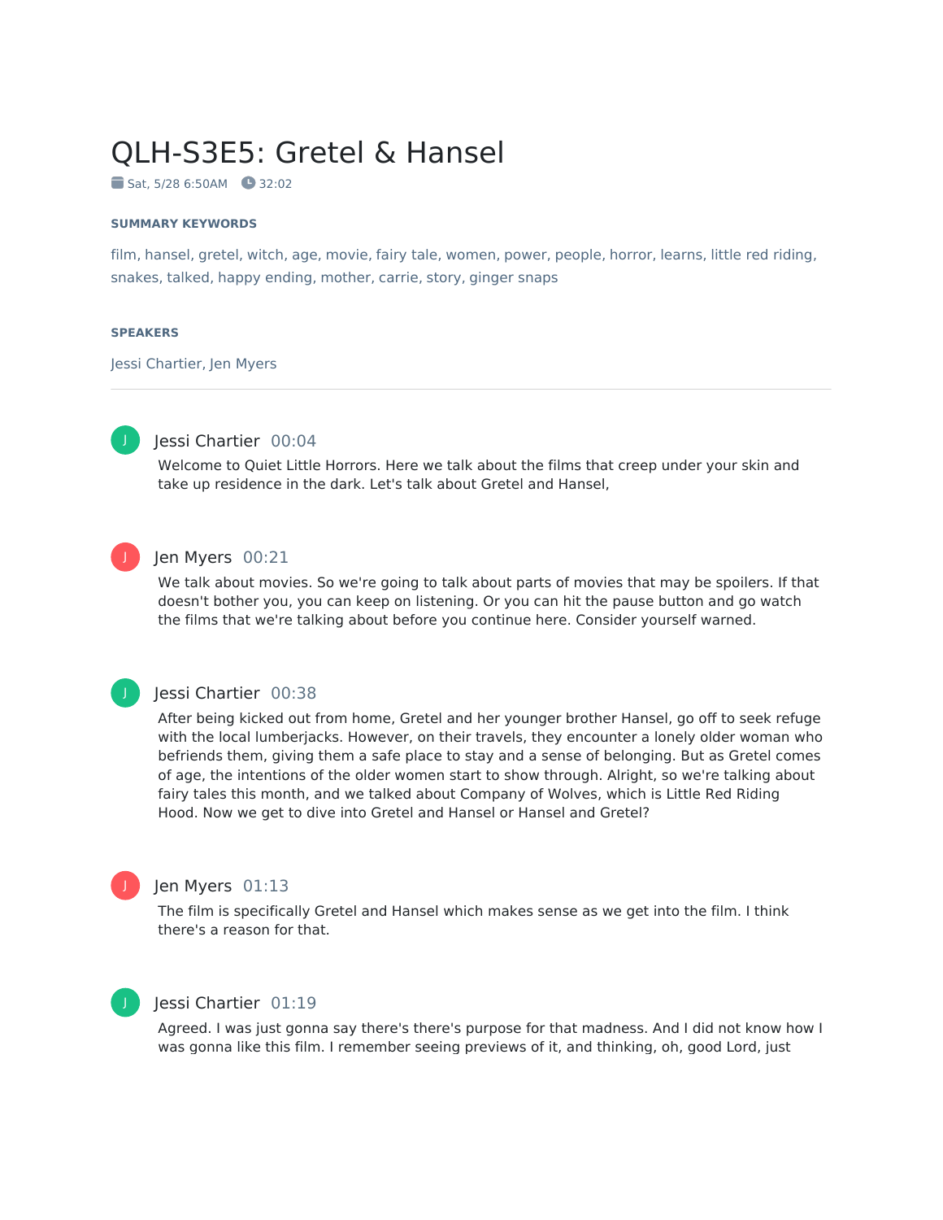# QLH-S3E5: Gretel & Hansel

Sat, 5/28 6:50AM  32:02

### SUMMARY KEYWORDS

film, hansel, gretel, witch, age, movie, fairy tale, women, power, people, horror, learns, little red riding, snakes, talked, happy ending, mother, carrie, story, ginger snaps

### SPEAKERS

Jessi Chartier, Jen Myers

---

**Jessi Chartier** 00:04

Welcome to Quiet Little Horrors. Here we talk about the films that creep under your skin and take up residence in the dark. Let's talk about Gretel and Hansel,

**Jen Myers** 00:21

We talk about movies. So we're going to talk about parts of movies that may be spoilers. If that doesn't bother you, you can keep on listening. Or you can hit the pause button and go watch the films that we're talking about before you continue here. Consider yourself warned.

**Jessi Chartier** 00:38

After being kicked out from home, Gretel and her younger brother Hansel, go off to seek refuge with the local lumberjacks. However, on their travels, they encounter a lonely older woman who befriends them, giving them a safe place to stay and a sense of belonging. But as Gretel comes of age, the intentions of the older women start to show through. Alright, so we're talking about fairy tales this month, and we talked about Company of Wolves, which is Little Red Riding Hood. Now we get to dive into Gretel and Hansel or Hansel and Gretel?

**Jen Myers** 01:13

The film is specifically Gretel and Hansel which makes sense as we get into the film. I think there's a reason for that.

**Jessi Chartier** 01:19

Agreed. I was just gonna say there's there's purpose for that madness. And I did not know how I was gonna like this film. I remember seeing previews of it, and thinking, oh, good Lord, just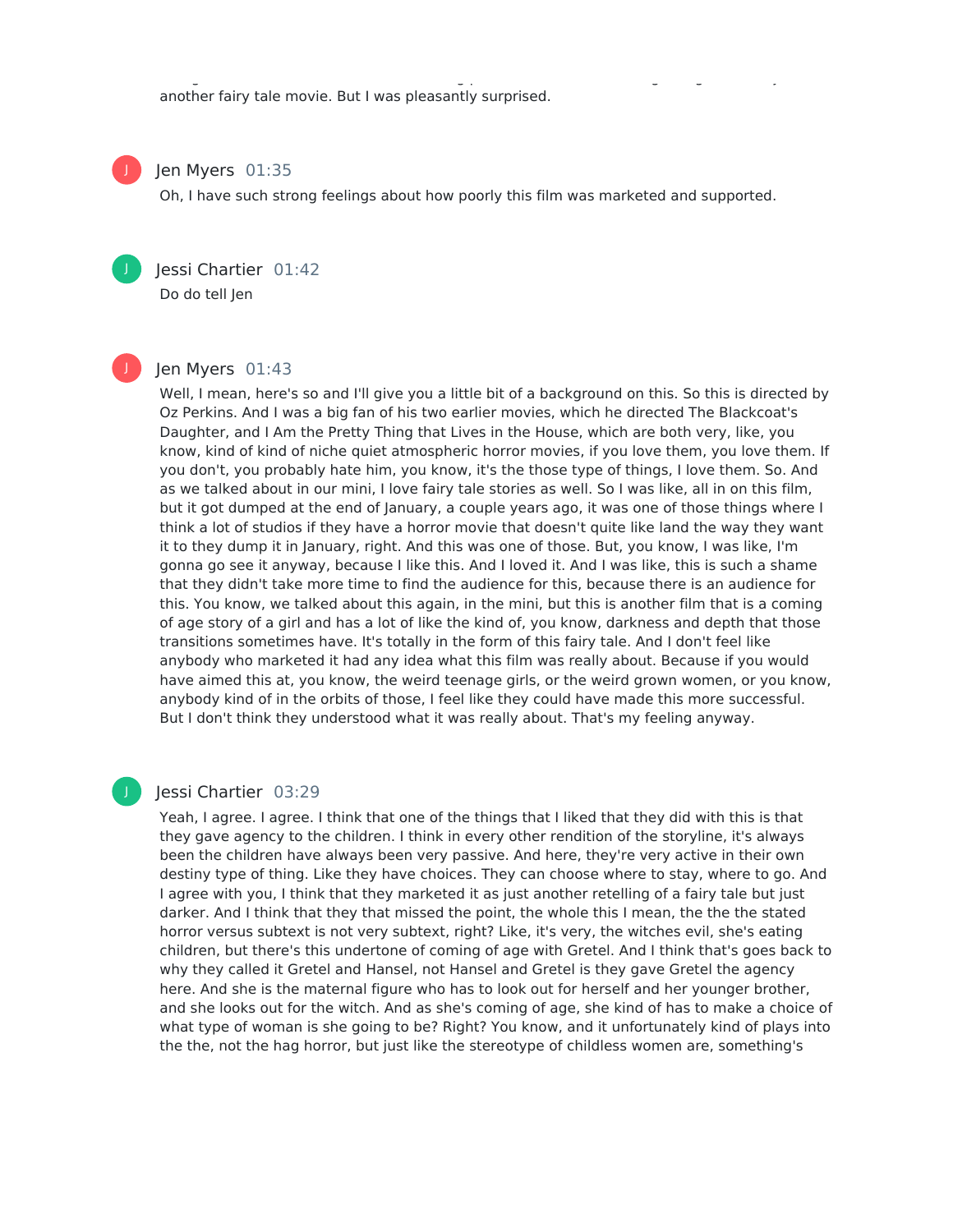another fairy tale movie. But I was pleasantly surprised.

**Jen Myers** 01:35

Oh, I have such strong feelings about how poorly this film was marketed and supported.

**Jessi Chartier** 01:42

Do do tell Jen

**Jen Myers** 01:43

Well, I mean, here's so and I'll give you a little bit of a background on this. So this is directed by Oz Perkins. And I was a big fan of his two earlier movies, which he directed The Blackcoat's Daughter, and I Am the Pretty Thing that Lives in the House, which are both very, like, you know, kind of kind of niche quiet atmospheric horror movies, if you love them, you love them. If you don't, you probably hate him, you know, it's the those type of things, I love them. So. And as we talked about in our mini, I love fairy tale stories as well. So I was like, all in on this film, but it got dumped at the end of January, a couple years ago, it was one of those things where I think a lot of studios if they have a horror movie that doesn't quite like land the way they want it to they dump it in January, right. And this was one of those. But, you know, I was like, I'm gonna go see it anyway, because I like this. And I loved it. And I was like, this is such a shame that they didn't take more time to find the audience for this, because there is an audience for this. You know, we talked about this again, in the mini, but this is another film that is a coming of age story of a girl and has a lot of like the kind of, you know, darkness and depth that those transitions sometimes have. It's totally in the form of this fairy tale. And I don't feel like anybody who marketed it had any idea what this film was really about. Because if you would have aimed this at, you know, the weird teenage girls, or the weird grown women, or you know, anybody kind of in the orbits of those, I feel like they could have made this more successful. But I don't think they understood what it was really about. That's my feeling anyway.

**Jessi Chartier** 03:29

Yeah, I agree. I agree. I think that one of the things that I liked that they did with this is that they gave agency to the children. I think in every other rendition of the storyline, it's always been the children have always been very passive. And here, they're very active in their own destiny type of thing. Like they have choices. They can choose where to stay, where to go. And I agree with you, I think that they marketed it as just another retelling of a fairy tale but just darker. And I think that they that missed the point, the whole this I mean, the the the stated horror versus subtext is not very subtext, right? Like, it's very, the witches evil, she's eating children, but there's this undertone of coming of age with Gretel. And I think that's goes back to why they called it Gretel and Hansel, not Hansel and Gretel is they gave Gretel the agency here. And she is the maternal figure who has to look out for herself and her younger brother, and she looks out for the witch. And as she's coming of age, she kind of has to make a choice of what type of woman is she going to be? Right? You know, and it unfortunately kind of plays into the the, not the hag horror, but just like the stereotype of childless women are, something's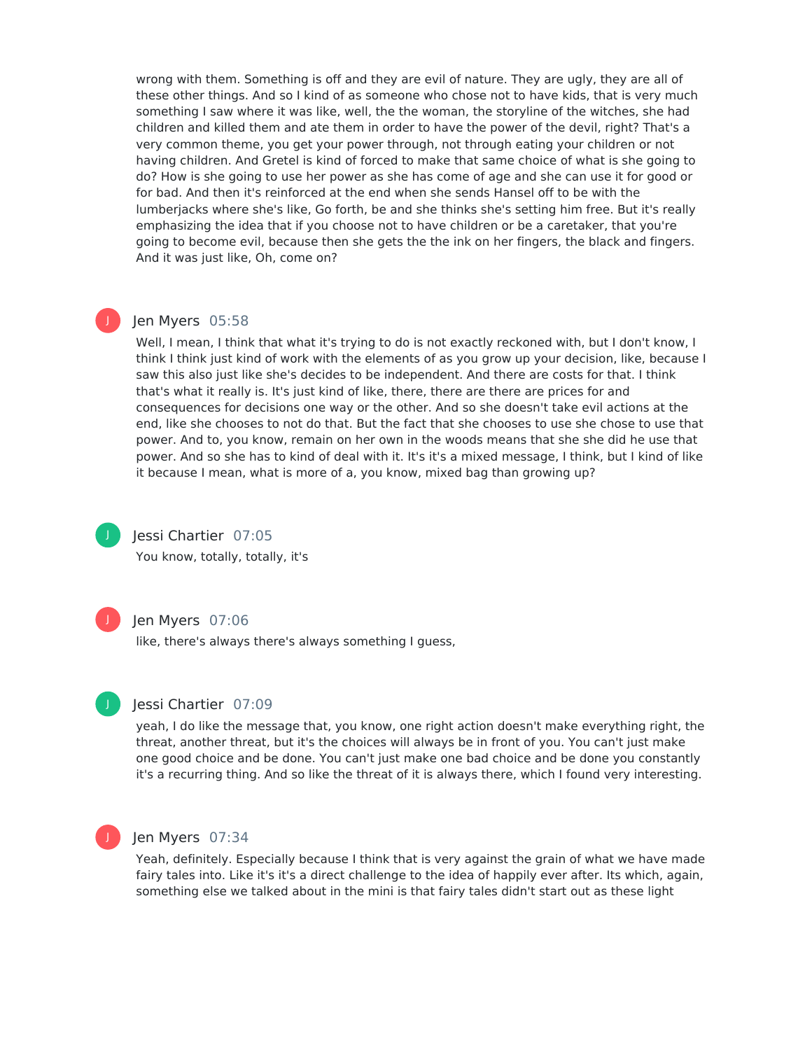wrong with them. Something is off and they are evil of nature. They are ugly, they are all of these other things. And so I kind of as someone who chose not to have kids, that is very much something I saw where it was like, well, the the woman, the storyline of the witches, she had children and killed them and ate them in order to have the power of the devil, right? That's a very common theme, you get your power through, not through eating your children or not having children. And Gretel is kind of forced to make that same choice of what is she going to do? How is she going to use her power as she has come of age and she can use it for good or for bad. And then it's reinforced at the end when she sends Hansel off to be with the lumberjacks where she's like, Go forth, be and she thinks she's setting him free. But it's really emphasizing the idea that if you choose not to have children or be a caretaker, that you're going to become evil, because then she gets the the ink on her fingers, the black and fingers. And it was just like, Oh, come on?

**Jen Myers** 05:58

Well, I mean, I think that what it's trying to do is not exactly reckoned with, but I don't know, I think I think just kind of work with the elements of as you grow up your decision, like, because I saw this also just like she's decides to be independent. And there are costs for that. I think that's what it really is. It's just kind of like, there, there are there are prices for and consequences for decisions one way or the other. And so she doesn't take evil actions at the end, like she chooses to not do that. But the fact that she chooses to use she chose to use that power. And to, you know, remain on her own in the woods means that she she did he use that power. And so she has to kind of deal with it. It's it's a mixed message, I think, but I kind of like it because I mean, what is more of a, you know, mixed bag than growing up?

**Jessi Chartier** 07:05

You know, totally, totally, it's

**Jen Myers** 07:06

like, there's always there's always something I guess,

**Jessi Chartier** 07:09

yeah, I do like the message that, you know, one right action doesn't make everything right, the threat, another threat, but it's the choices will always be in front of you. You can't just make one good choice and be done. You can't just make one bad choice and be done you constantly it's a recurring thing. And so like the threat of it is always there, which I found very interesting.

**Jen Myers** 07:34

Yeah, definitely. Especially because I think that is very against the grain of what we have made fairy tales into. Like it's it's a direct challenge to the idea of happily ever after. Its which, again, something else we talked about in the mini is that fairy tales didn't start out as these light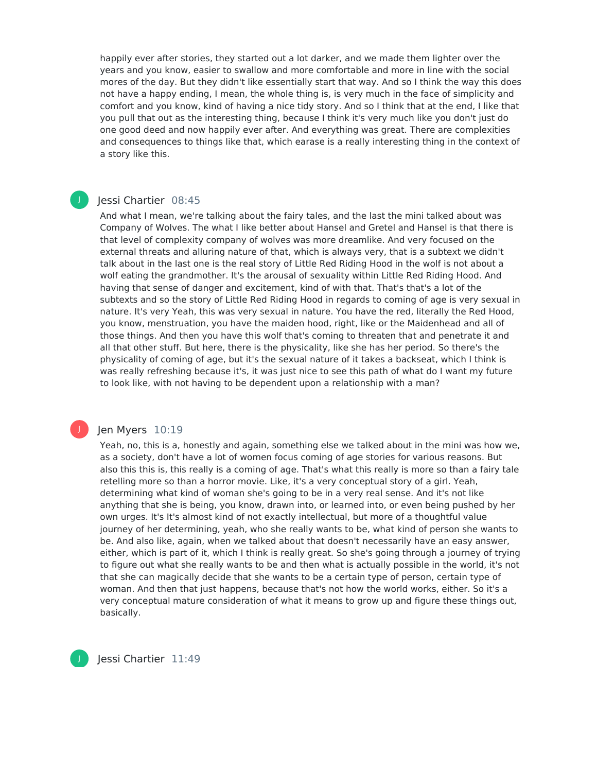happily ever after stories, they started out a lot darker, and we made them lighter over the years and you know, easier to swallow and more comfortable and more in line with the social mores of the day. But they didn't like essentially start that way. And so I think the way this does not have a happy ending, I mean, the whole thing is, is very much in the face of simplicity and comfort and you know, kind of having a nice tidy story. And so I think that at the end, I like that you pull that out as the interesting thing, because I think it's very much like you don't just do one good deed and now happily ever after. And everything was great. There are complexities and consequences to things like that, which earase is a really interesting thing in the context of a story like this.

**Jessi Chartier** 08:45

And what I mean, we're talking about the fairy tales, and the last the mini talked about was Company of Wolves. The what I like better about Hansel and Gretel and Hansel is that there is that level of complexity company of wolves was more dreamlike. And very focused on the external threats and alluring nature of that, which is always very, that is a subtext we didn't talk about in the last one is the real story of Little Red Riding Hood in the wolf is not about a wolf eating the grandmother. It's the arousal of sexuality within Little Red Riding Hood. And having that sense of danger and excitement, kind of with that. That's that's a lot of the subtexts and so the story of Little Red Riding Hood in regards to coming of age is very sexual in nature. It's very Yeah, this was very sexual in nature. You have the red, literally the Red Hood, you know, menstruation, you have the maiden hood, right, like or the Maidenhead and all of those things. And then you have this wolf that's coming to threaten that and penetrate it and all that other stuff. But here, there is the physicality, like she has her period. So there's the physicality of coming of age, but it's the sexual nature of it takes a backseat, which I think is was really refreshing because it's, it was just nice to see this path of what do I want my future to look like, with not having to be dependent upon a relationship with a man?

**Jen Myers** 10:19

Yeah, no, this is a, honestly and again, something else we talked about in the mini was how we, as a society, don't have a lot of women focus coming of age stories for various reasons. But also this this is, this really is a coming of age. That's what this really is more so than a fairy tale retelling more so than a horror movie. Like, it's a very conceptual story of a girl. Yeah, determining what kind of woman she's going to be in a very real sense. And it's not like anything that she is being, you know, drawn into, or learned into, or even being pushed by her own urges. It's It's almost kind of not exactly intellectual, but more of a thoughtful value journey of her determining, yeah, who she really wants to be, what kind of person she wants to be. And also like, again, when we talked about that doesn't necessarily have an easy answer, either, which is part of it, which I think is really great. So she's going through a journey of trying to figure out what she really wants to be and then what is actually possible in the world, it's not that she can magically decide that she wants to be a certain type of person, certain type of woman. And then that just happens, because that's not how the world works, either. So it's a very conceptual mature consideration of what it means to grow up and figure these things out, basically.

**Jessi Chartier** 11:49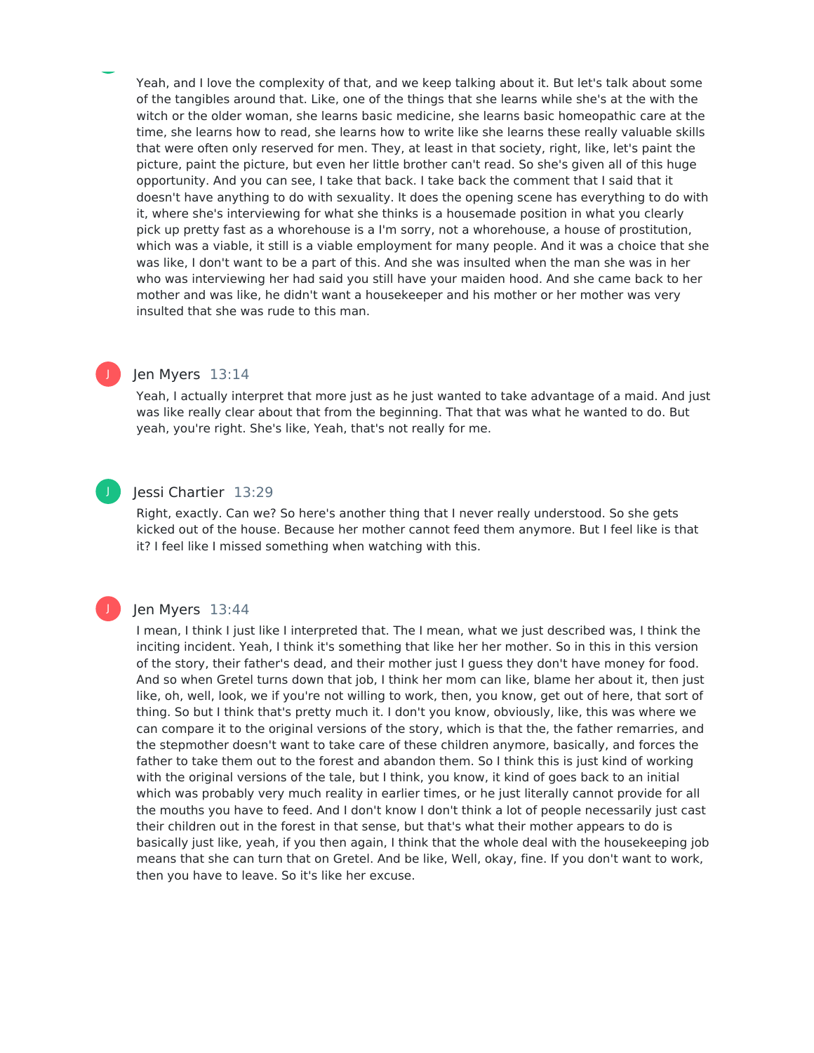Yeah, and I love the complexity of that, and we keep talking about it. But let's talk about some of the tangibles around that. Like, one of the things that she learns while she's at the with the witch or the older woman, she learns basic medicine, she learns basic homeopathic care at the time, she learns how to read, she learns how to write like she learns these really valuable skills that were often only reserved for men. They, at least in that society, right, like, let's paint the picture, paint the picture, but even her little brother can't read. So she's given all of this huge opportunity. And you can see, I take that back. I take back the comment that I said that it doesn't have anything to do with sexuality. It does the opening scene has everything to do with it, where she's interviewing for what she thinks is a housemade position in what you clearly pick up pretty fast as a whorehouse is a I'm sorry, not a whorehouse, a house of prostitution, which was a viable, it still is a viable employment for many people. And it was a choice that she was like, I don't want to be a part of this. And she was insulted when the man she was in her who was interviewing her had said you still have your maiden hood. And she came back to her mother and was like, he didn't want a housekeeper and his mother or her mother was very insulted that she was rude to this man.

Jen Myers 13:14

Yeah, I actually interpret that more just as he just wanted to take advantage of a maid. And just was like really clear about that from the beginning. That that was what he wanted to do. But yeah, you're right. She's like, Yeah, that's not really for me.

Jessi Chartier 13:29

Right, exactly. Can we? So here's another thing that I never really understood. So she gets kicked out of the house. Because her mother cannot feed them anymore. But I feel like is that it? I feel like I missed something when watching with this.

Jen Myers 13:44

I mean, I think I just like I interpreted that. The I mean, what we just described was, I think the inciting incident. Yeah, I think it's something that like her her mother. So in this in this version of the story, their father's dead, and their mother just I guess they don't have money for food. And so when Gretel turns down that job, I think her mom can like, blame her about it, then just like, oh, well, look, we if you're not willing to work, then, you know, get out of here, that sort of thing. So but I think that's pretty much it. I don't you know, obviously, like, this was where we can compare it to the original versions of the story, which is that the, the father remarries, and the stepmother doesn't want to take care of these children anymore, basically, and forces the father to take them out to the forest and abandon them. So I think this is just kind of working with the original versions of the tale, but I think, you know, it kind of goes back to an initial which was probably very much reality in earlier times, or he just literally cannot provide for all the mouths you have to feed. And I don't know I don't think a lot of people necessarily just cast their children out in the forest in that sense, but that's what their mother appears to do is basically just like, yeah, if you then again, I think that the whole deal with the housekeeping job means that she can turn that on Gretel. And be like, Well, okay, fine. If you don't want to work, then you have to leave. So it's like her excuse.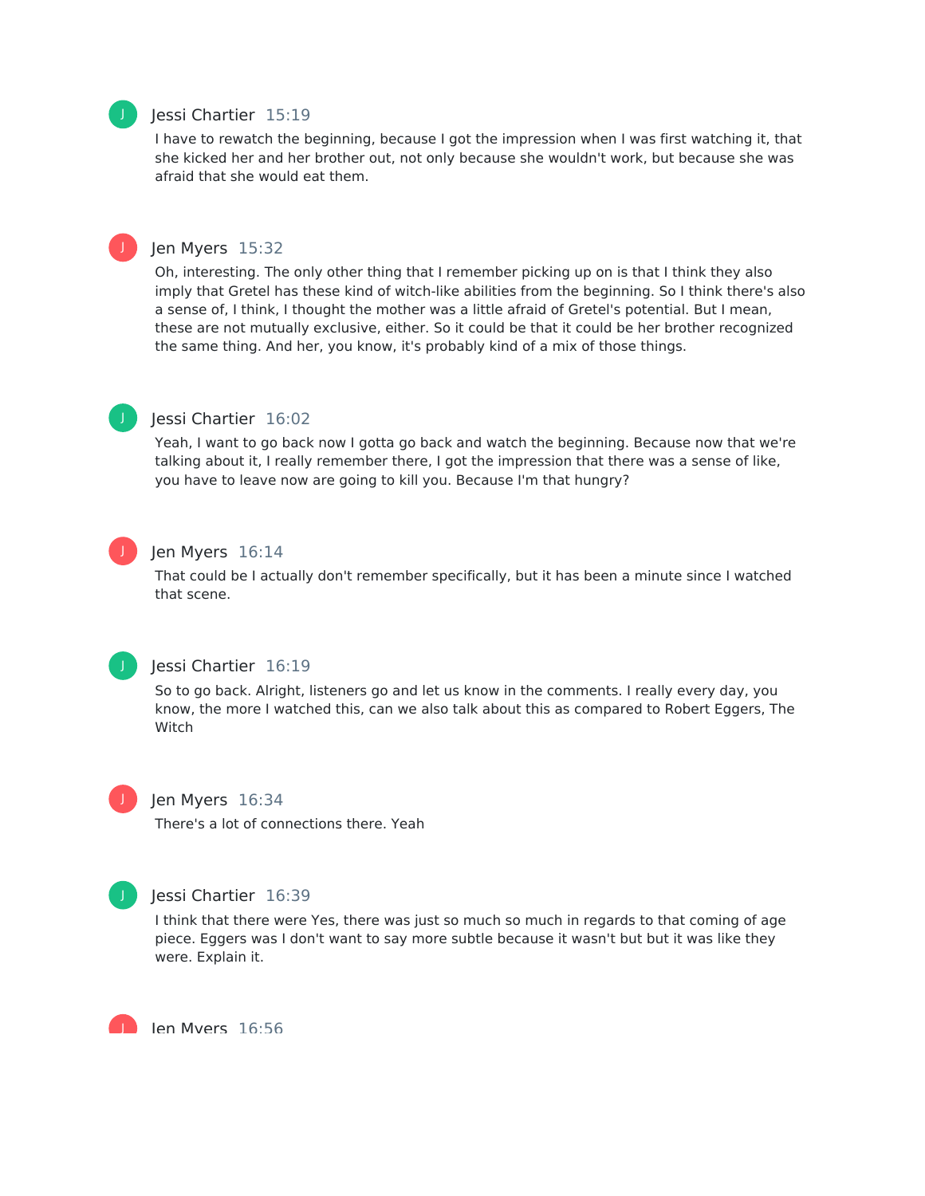**Jessi Chartier** 15:19

I have to rewatch the beginning, because I got the impression when I was first watching it, that she kicked her and her brother out, not only because she wouldn't work, but because she was afraid that she would eat them.

**Jen Myers** 15:32

Oh, interesting. The only other thing that I remember picking up on is that I think they also imply that Gretel has these kind of witch-like abilities from the beginning. So I think there's also a sense of, I think, I thought the mother was a little afraid of Gretel's potential. But I mean, these are not mutually exclusive, either. So it could be that it could be her brother recognized the same thing. And her, you know, it's probably kind of a mix of those things.

**Jessi Chartier** 16:02

Yeah, I want to go back now I gotta go back and watch the beginning. Because now that we're talking about it, I really remember there, I got the impression that there was a sense of like, you have to leave now are going to kill you. Because I'm that hungry?

**Jen Myers** 16:14

That could be I actually don't remember specifically, but it has been a minute since I watched that scene.

**Jessi Chartier** 16:19

So to go back. Alright, listeners go and let us know in the comments. I really every day, you know, the more I watched this, can we also talk about this as compared to Robert Eggers, The Witch

**Jen Myers** 16:34

There's a lot of connections there. Yeah

**Jessi Chartier** 16:39

I think that there were Yes, there was just so much so much in regards to that coming of age piece. Eggers was I don't want to say more subtle because it wasn't but but it was like they were. Explain it.

**Jen Myers** 16:56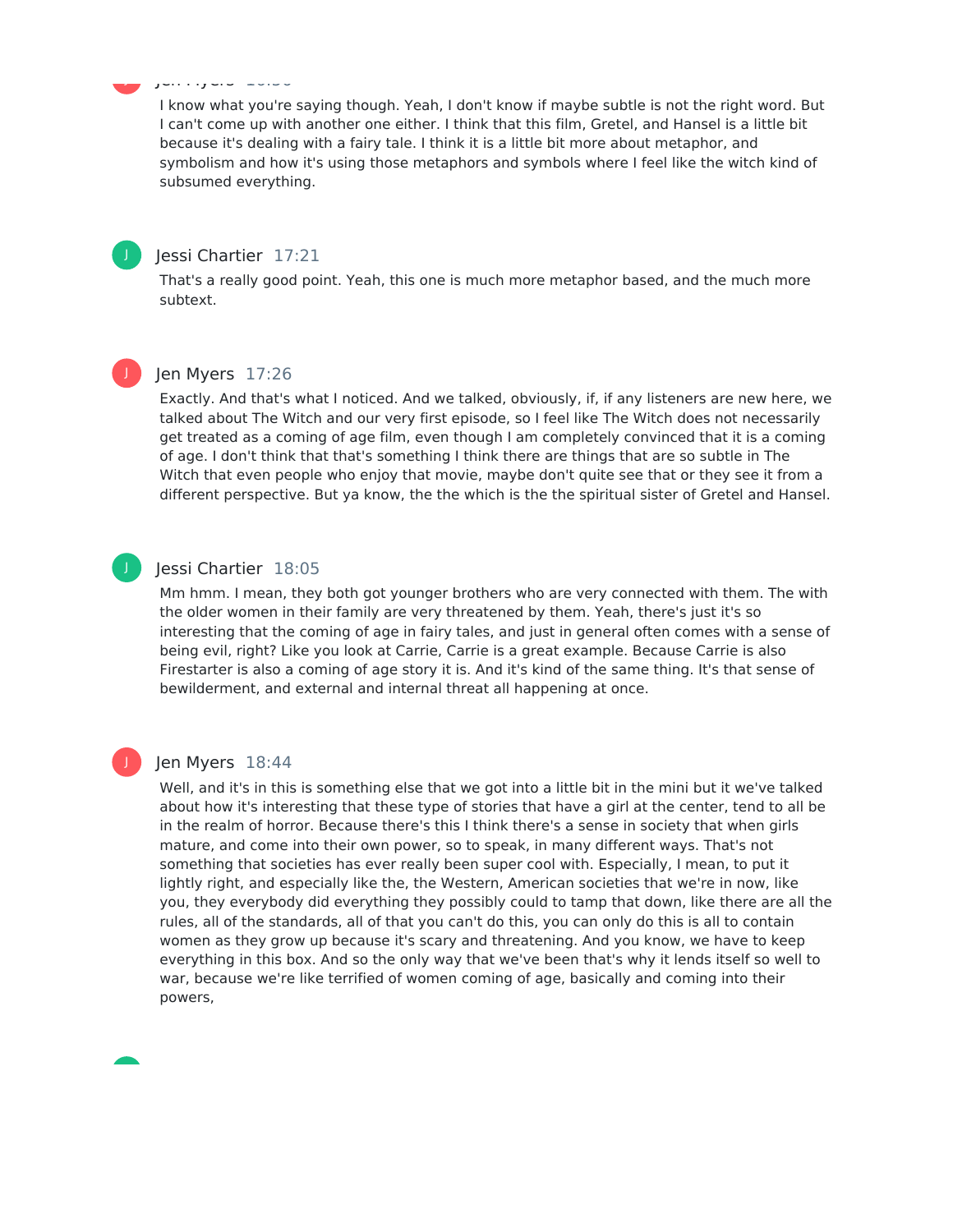I know what you're saying though. Yeah, I don't know if maybe subtle is not the right word. But I can't come up with another one either. I think that this film, Gretel, and Hansel is a little bit because it's dealing with a fairy tale. I think it is a little bit more about metaphor, and symbolism and how it's using those metaphors and symbols where I feel like the witch kind of subsumed everything.

**Jessi Chartier** 17:21

That's a really good point. Yeah, this one is much more metaphor based, and the much more subtext.

**Jen Myers** 17:26

Exactly. And that's what I noticed. And we talked, obviously, if, if any listeners are new here, we talked about The Witch and our very first episode, so I feel like The Witch does not necessarily get treated as a coming of age film, even though I am completely convinced that it is a coming of age. I don't think that that's something I think there are things that are so subtle in The Witch that even people who enjoy that movie, maybe don't quite see that or they see it from a different perspective. But ya know, the the which is the the spiritual sister of Gretel and Hansel.

**Jessi Chartier** 18:05

Mm hmm. I mean, they both got younger brothers who are very connected with them. The with the older women in their family are very threatened by them. Yeah, there's just it's so interesting that the coming of age in fairy tales, and just in general often comes with a sense of being evil, right? Like you look at Carrie, Carrie is a great example. Because Carrie is also Firestarter is also a coming of age story it is. And it's kind of the same thing. It's that sense of bewilderment, and external and internal threat all happening at once.

**Jen Myers** 18:44

Well, and it's in this is something else that we got into a little bit in the mini but it we've talked about how it's interesting that these type of stories that have a girl at the center, tend to all be in the realm of horror. Because there's this I think there's a sense in society that when girls mature, and come into their own power, so to speak, in many different ways. That's not something that societies has ever really been super cool with. Especially, I mean, to put it lightly right, and especially like the, the Western, American societies that we're in now, like you, they everybody did everything they possibly could to tamp that down, like there are all the rules, all of the standards, all of that you can't do this, you can only do this is all to contain women as they grow up because it's scary and threatening. And you know, we have to keep everything in this box. And so the only way that we've been that's why it lends itself so well to war, because we're like terrified of women coming of age, basically and coming into their powers,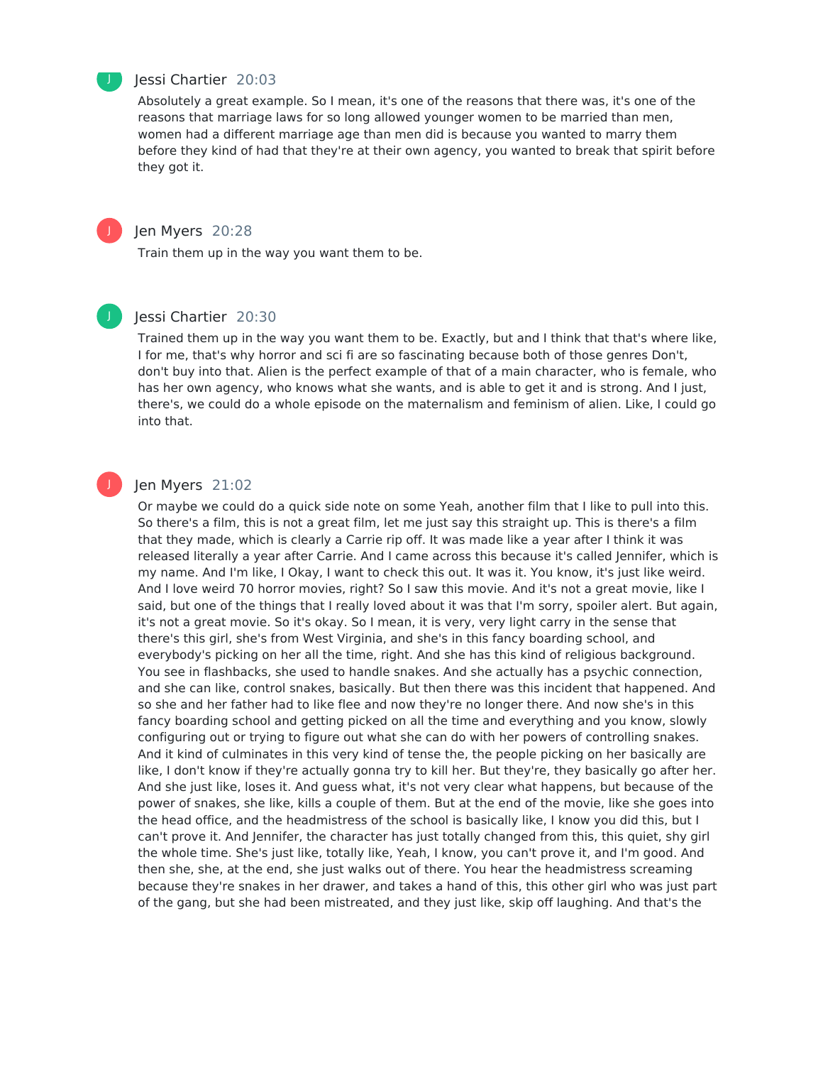Jessi Chartier 20:03

Absolutely a great example. So I mean, it's one of the reasons that there was, it's one of the reasons that marriage laws for so long allowed younger women to be married than men, women had a different marriage age than men did is because you wanted to marry them before they kind of had that they're at their own agency, you wanted to break that spirit before they got it.

Jen Myers 20:28

Train them up in the way you want them to be.

Jessi Chartier 20:30

Trained them up in the way you want them to be. Exactly, but and I think that that's where like, I for me, that's why horror and sci fi are so fascinating because both of those genres Don't, don't buy into that. Alien is the perfect example of that of a main character, who is female, who has her own agency, who knows what she wants, and is able to get it and is strong. And I just, there's, we could do a whole episode on the maternalism and feminism of alien. Like, I could go into that.

Jen Myers 21:02

Or maybe we could do a quick side note on some Yeah, another film that I like to pull into this. So there's a film, this is not a great film, let me just say this straight up. This is there's a film that they made, which is clearly a Carrie rip off. It was made like a year after I think it was released literally a year after Carrie. And I came across this because it's called Jennifer, which is my name. And I'm like, I Okay, I want to check this out. It was it. You know, it's just like weird. And I love weird 70 horror movies, right? So I saw this movie. And it's not a great movie, like I said, but one of the things that I really loved about it was that I'm sorry, spoiler alert. But again, it's not a great movie. So it's okay. So I mean, it is very, very light carry in the sense that there's this girl, she's from West Virginia, and she's in this fancy boarding school, and everybody's picking on her all the time, right. And she has this kind of religious background. You see in flashbacks, she used to handle snakes. And she actually has a psychic connection, and she can like, control snakes, basically. But then there was this incident that happened. And so she and her father had to like flee and now they're no longer there. And now she's in this fancy boarding school and getting picked on all the time and everything and you know, slowly configuring out or trying to figure out what she can do with her powers of controlling snakes. And it kind of culminates in this very kind of tense the, the people picking on her basically are like, I don't know if they're actually gonna try to kill her. But they're, they basically go after her. And she just like, loses it. And guess what, it's not very clear what happens, but because of the power of snakes, she like, kills a couple of them. But at the end of the movie, like she goes into the head office, and the headmistress of the school is basically like, I know you did this, but I can't prove it. And Jennifer, the character has just totally changed from this, this quiet, shy girl the whole time. She's just like, totally like, Yeah, I know, you can't prove it, and I'm good. And then she, she, at the end, she just walks out of there. You hear the headmistress screaming because they're snakes in her drawer, and takes a hand of this, this other girl who was just part of the gang, but she had been mistreated, and they just like, skip off laughing. And that's the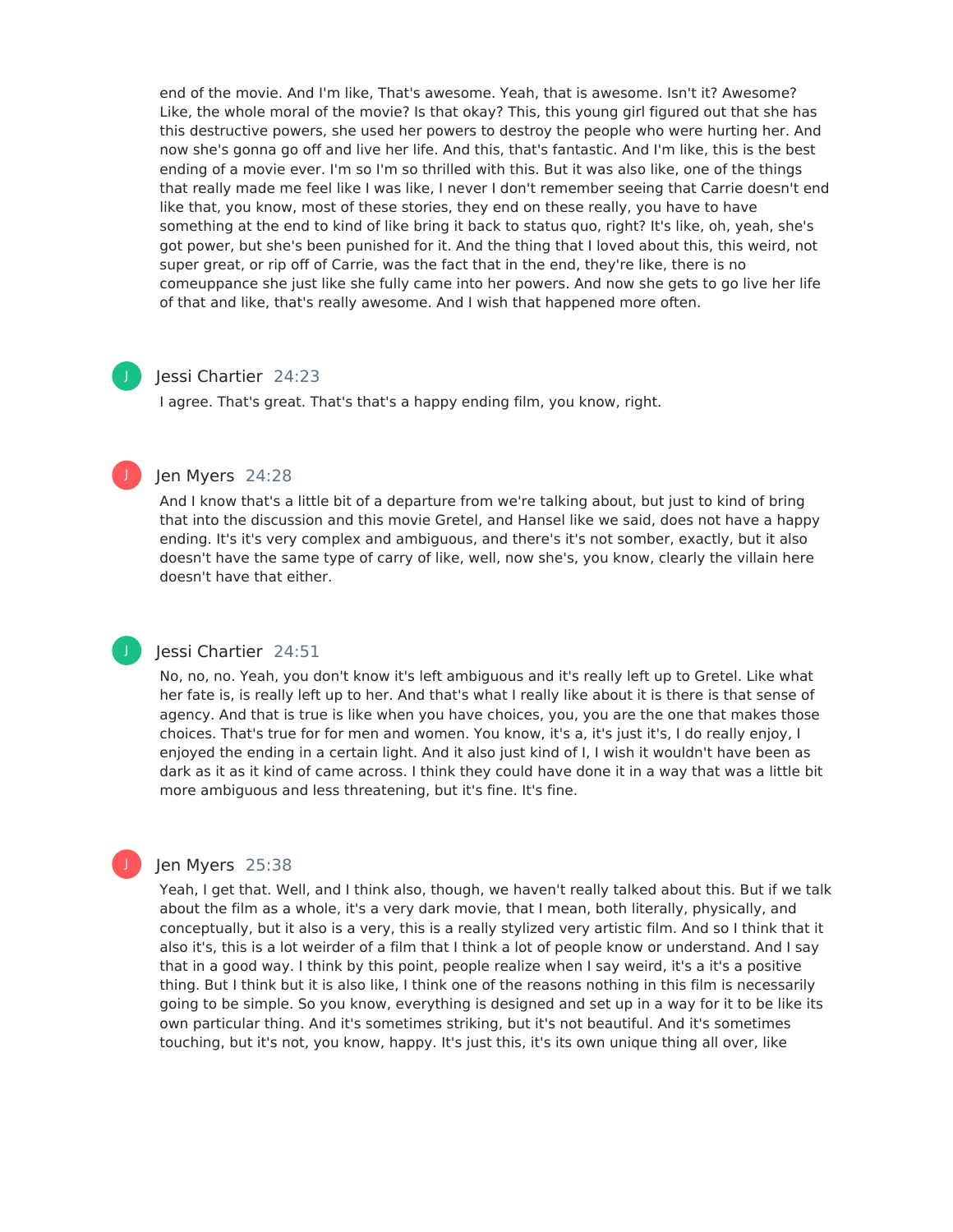end of the movie. And I'm like, That's awesome. Yeah, that is awesome. Isn't it? Awesome? Like, the whole moral of the movie? Is that okay? This, this young girl figured out that she has this destructive powers, she used her powers to destroy the people who were hurting her. And now she's gonna go off and live her life. And this, that's fantastic. And I'm like, this is the best ending of a movie ever. I'm so I'm so thrilled with this. But it was also like, one of the things that really made me feel like I was like, I never I don't remember seeing that Carrie doesn't end like that, you know, most of these stories, they end on these really, you have to have something at the end to kind of like bring it back to status quo, right? It's like, oh, yeah, she's got power, but she's been punished for it. And the thing that I loved about this, this weird, not super great, or rip off of Carrie, was the fact that in the end, they're like, there is no comeuppance she just like she fully came into her powers. And now she gets to go live her life of that and like, that's really awesome. And I wish that happened more often.

Jessi Chartier 24:23

I agree. That's great. That's that's a happy ending film, you know, right.

Jen Myers 24:28

And I know that's a little bit of a departure from we're talking about, but just to kind of bring that into the discussion and this movie Gretel, and Hansel like we said, does not have a happy ending. It's it's very complex and ambiguous, and there's it's not somber, exactly, but it also doesn't have the same type of carry of like, well, now she's, you know, clearly the villain here doesn't have that either.

Jessi Chartier 24:51

No, no, no. Yeah, you don't know it's left ambiguous and it's really left up to Gretel. Like what her fate is, is really left up to her. And that's what I really like about it is there is that sense of agency. And that is true is like when you have choices, you, you are the one that makes those choices. That's true for for men and women. You know, it's a, it's just it's, I do really enjoy, I enjoyed the ending in a certain light. And it also just kind of I, I wish it wouldn't have been as dark as it as it kind of came across. I think they could have done it in a way that was a little bit more ambiguous and less threatening, but it's fine. It's fine.

Jen Myers 25:38

Yeah, I get that. Well, and I think also, though, we haven't really talked about this. But if we talk about the film as a whole, it's a very dark movie, that I mean, both literally, physically, and conceptually, but it also is a very, this is a really stylized very artistic film. And so I think that it also it's, this is a lot weirder of a film that I think a lot of people know or understand. And I say that in a good way. I think by this point, people realize when I say weird, it's a it's a positive thing. But I think but it is also like, I think one of the reasons nothing in this film is necessarily going to be simple. So you know, everything is designed and set up in a way for it to be like its own particular thing. And it's sometimes striking, but it's not beautiful. And it's sometimes touching, but it's not, you know, happy. It's just this, it's its own unique thing all over, like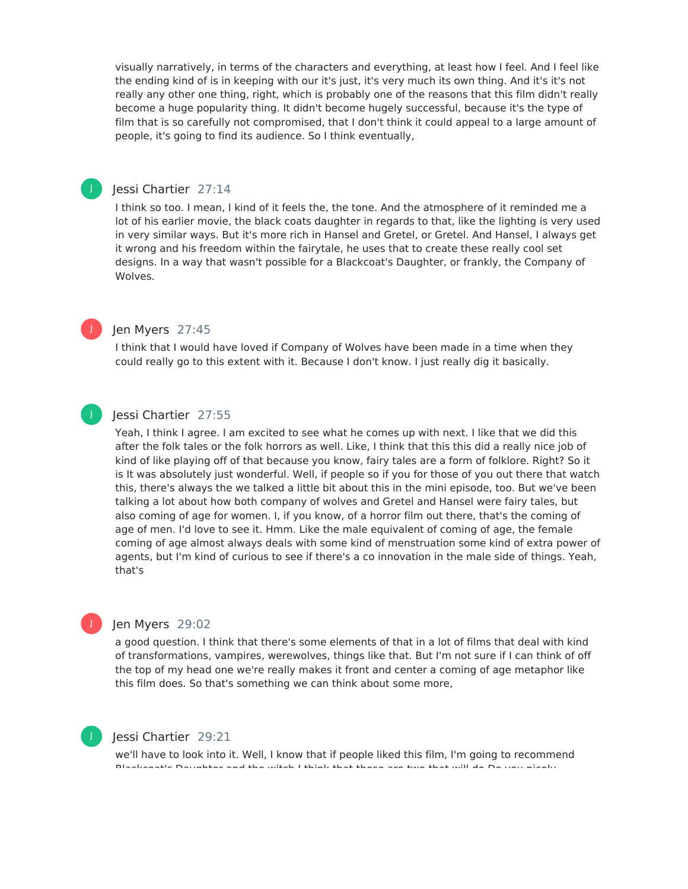visually narratively, in terms of the characters and everything, at least how I feel. And I feel like the ending kind of is in keeping with our it's just, it's very much its own thing. And it's it's not really any other one thing, right, which is probably one of the reasons that this film didn't really become a huge popularity thing. It didn't become hugely successful, because it's the type of film that is so carefully not compromised, that I don't think it could appeal to a large amount of people, it's going to find its audience. So I think eventually,

Jessi Chartier 27:14

I think so too. I mean, I kind of of it feels the, the tone. And the atmosphere of it reminded me a lot of his earlier movie, the black coats daughter in regards to that, like the lighting is very used in very similar ways. But it's more rich in Hansel and Gretel, or Gretel. And Hansel, I always get it wrong and his freedom within the fairytale, he uses that to create these really cool set designs. In a way that wasn't possible for a Blackcoat's Daughter, or frankly, the Company of Wolves.

Jen Myers 27:45

I think that I would have loved if Company of Wolves have been made in a time when they could really go to this extent with it. Because I don't know. I just really dig it basically.

Jessi Chartier 27:55

Yeah, I think I agree. I am excited to see what he comes up with next. I like that we did this after the folk tales or the folk horrors as well. Like, I think that this this did a really nice job of kind of like playing off of that because you know, fairy tales are a form of folklore. Right? So it is It was absolutely just wonderful. Well, if people so if you for those of you out there that watch this, there's always the we talked a little bit about this in the mini episode, too. But we've been talking a lot about how both company of wolves and Gretel and Hansel were fairy tales, but also coming of age for women. I, if you know, of a horror film out there, that's the coming of age of men. I'd love to see it. Hmm. Like the male equivalent of coming of age, the female coming of age almost always deals with some kind of menstruation some kind of extra power of agents, but I'm kind of curious to see if there's a co innovation in the male side of things. Yeah, that's

Jen Myers 29:02

a good question. I think that there's some elements of that in a lot of films that deal with kind of transformations, vampires, werewolves, things like that. But I'm not sure if I can think of off the top of my head one we're really makes it front and center a coming of age metaphor like this film does. So that's something we can think about some more,

Jessi Chartier 29:21

we'll have to look into it. Well, I know that if people liked this film, I'm going to recommend Blackcoat's Daughter and the witch I think that those are two that will do Do you nicely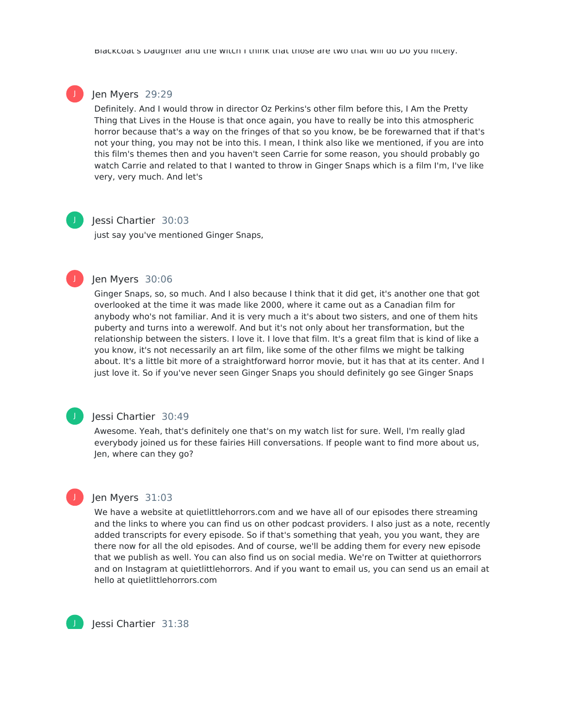Blackcoat's Daughter and the witch I think that those are two that will do Do you nicely.

**Jen Myers** 29:29

Definitely. And I would throw in director Oz Perkins's other film before this, I Am the Pretty Thing that Lives in the House is that once again, you have to really be into this atmospheric horror because that's a way on the fringes of that so you know, be be forewarned that if that's not your thing, you may not be into this. I mean, I think also like we mentioned, if you are into this film's themes then and you haven't seen Carrie for some reason, you should probably go watch Carrie and related to that I wanted to throw in Ginger Snaps which is a film I'm, I've like very, very much. And let's

**Jessi Chartier** 30:03

just say you've mentioned Ginger Snaps,

**Jen Myers** 30:06

Ginger Snaps, so, so much. And I also because I think that it did get, it's another one that got overlooked at the time it was made like 2000, where it came out as a Canadian film for anybody who's not familiar. And it is very much a it's about two sisters, and one of them hits puberty and turns into a werewolf. And but it's not only about her transformation, but the relationship between the sisters. I love it. I love that film. It's a great film that is kind of like a you know, it's not necessarily an art film, like some of the other films we might be talking about. It's a little bit more of a straightforward horror movie, but it has that at its center. And I just love it. So if you've never seen Ginger Snaps you should definitely go see Ginger Snaps

**Jessi Chartier** 30:49

Awesome. Yeah, that's definitely one that's on my watch list for sure. Well, I'm really glad everybody joined us for these fairies Hill conversations. If people want to find more about us, Jen, where can they go?

**Jen Myers** 31:03

We have a website at quietlittlehorrors.com and we have all of our episodes there streaming and the links to where you can find us on other podcast providers. I also just as a note, recently added transcripts for every episode. So if that's something that yeah, you you want, they are there now for all the old episodes. And of course, we'll be adding them for every new episode that we publish as well. You can also find us on social media. We're on Twitter at quiethorrors and on Instagram at quietlittlehorrors. And if you want to email us, you can send us an email at hello at quietlittlehorrors.com

**Jessi Chartier** 31:38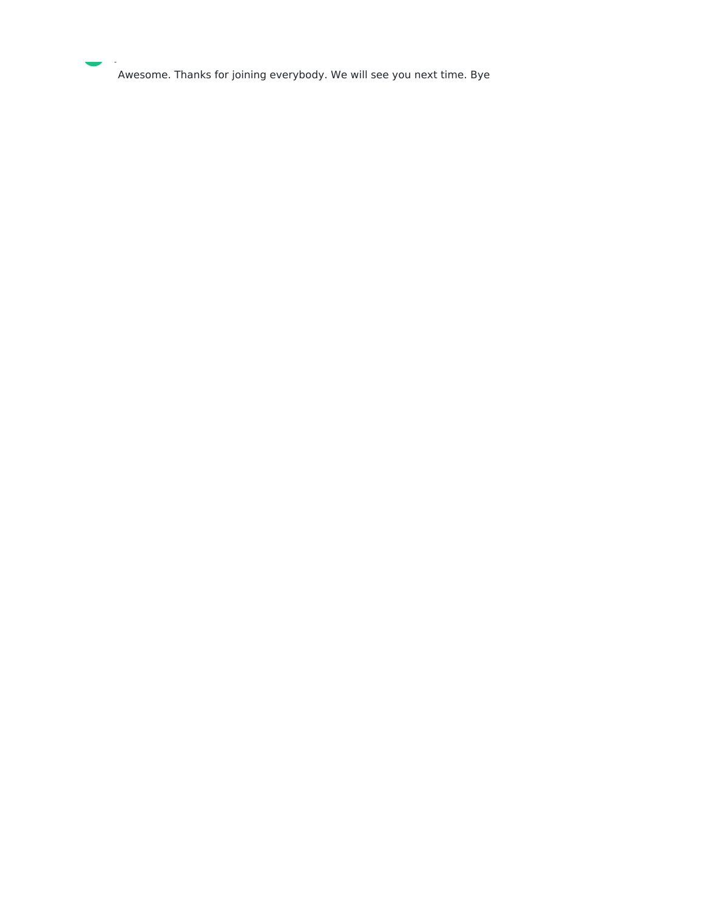Awesome. Thanks for joining everybody. We will see you next time. Bye